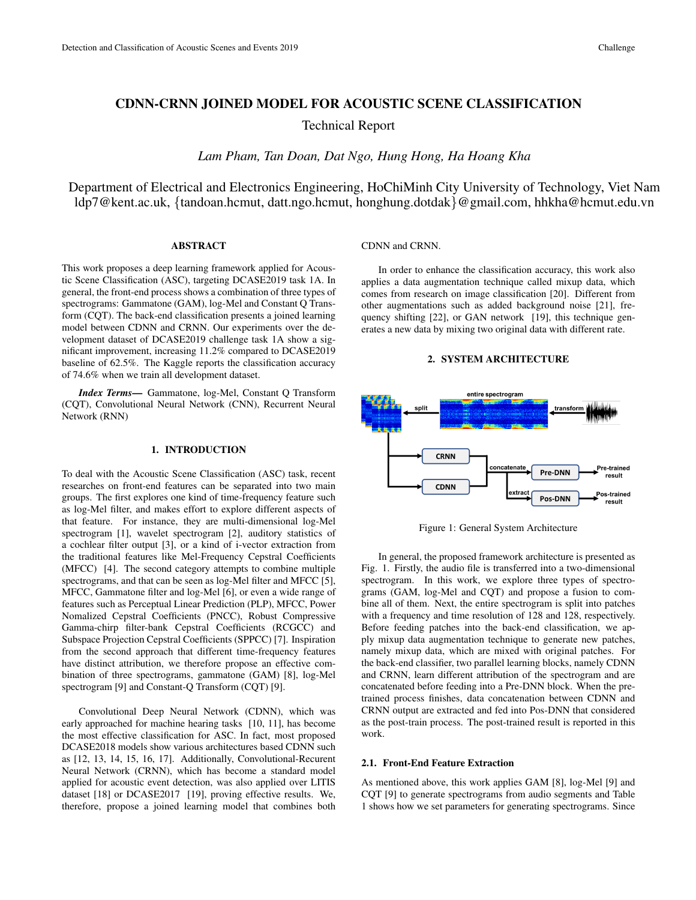# CDNN-CRNN JOINED MODEL FOR ACOUSTIC SCENE CLASSIFICATION

Technical Report

*Lam Pham, Tan Doan, Dat Ngo, Hung Hong, Ha Hoang Kha*

Department of Electrical and Electronics Engineering, HoChiMinh City University of Technology, Viet Nam
ldp7@kent.ac.uk, {tandoan.hcmut, datt.ngo.hcmut, honghung.dotdak}@gmail.com, hhkha@hcmut.edu.vn

## ABSTRACT

This work proposes a deep learning framework applied for Acoustic Scene Classification (ASC), targeting DCASE2019 task 1A. In general, the front-end process shows a combination of three types of spectrograms: Gammatone (GAM), log-Mel and Constant Q Transform (CQT). The back-end classification presents a joined learning model between CDNN and CRNN. Our experiments over the development dataset of DCASE2019 challenge task 1A show a significant improvement, increasing 11.2% compared to DCASE2019 baseline of 62.5%. The Kaggle reports the classification accuracy of 74.6% when we train all development dataset.

***Index Terms*—** Gammatone, log-Mel, Constant Q Transform (CQT), Convolutional Neural Network (CNN), Recurrent Neural Network (RNN)

## 1. INTRODUCTION

To deal with the Acoustic Scene Classification (ASC) task, recent researches on front-end features can be separated into two main groups. The first explores one kind of time-frequency feature such as log-Mel filter, and makes effort to explore different aspects of that feature. For instance, they are multi-dimensional log-Mel spectrogram [1], wavelet spectrogram [2], auditory statistics of a cochlear filter output [3], or a kind of i-vector extraction from the traditional features like Mel-Frequency Cepstral Coefficients (MFCC) [4]. The second category attempts to combine multiple spectrograms, and that can be seen as log-Mel filter and MFCC [5], MFCC, Gammatone filter and log-Mel [6], or even a wide range of features such as Perceptual Linear Prediction (PLP), MFCC, Power Nomalized Cepstral Coefficients (PNCC), Robust Compressive Gamma-chirp filter-bank Cepstral Coefficients (RCGCC) and Subspace Projection Cepstral Coefficients (SPPCC) [7]. Inspiration from the second approach that different time-frequency features have distinct attribution, we therefore propose an effective combination of three spectrograms, gammatone (GAM) [8], log-Mel spectrogram [9] and Constant-Q Transform (CQT) [9].

Convolutional Deep Neural Network (CDNN), which was early approached for machine hearing tasks [10, 11], has become the most effective classification for ASC. In fact, most proposed DCASE2018 models show various architectures based CDNN such as [12, 13, 14, 15, 16, 17]. Additionally, Convolutional-Recurent Neural Network (CRNN), which has become a standard model applied for acoustic event detection, was also applied over LITIS dataset [18] or DCASE2017 [19], proving effective results. We, therefore, propose a joined learning model that combines both CDNN and CRNN.

In order to enhance the classification accuracy, this work also applies a data augmentation technique called mixup data, which comes from research on image classification [20]. Different from other augmentations such as added background noise [21], frequency shifting [22], or GAN network [19], this technique generates a new data by mixing two original data with different rate.

## 2. SYSTEM ARCHITECTURE

Figure 1: General System Architecture

In general, the proposed framework architecture is presented as Fig. 1. Firstly, the audio file is transferred into a two-dimensional spectrogram. In this work, we explore three types of spectrograms (GAM, log-Mel and CQT) and propose a fusion to combine all of them. Next, the entire spectrogram is split into patches with a frequency and time resolution of 128 and 128, respectively. Before feeding patches into the back-end classification, we apply mixup data augmentation technique to generate new patches, namely mixup data, which are mixed with original patches. For the back-end classifier, two parallel learning blocks, namely CDNN and CRNN, learn different attribution of the spectrogram and are concatenated before feeding into a Pre-DNN block. When the pre-trained process finishes, data concatenation between CDNN and CRNN output are extracted and fed into Pos-DNN that considered as the post-train process. The post-trained result is reported in this work.

### 2.1. Front-End Feature Extraction

As mentioned above, this work applies GAM [8], log-Mel [9] and CQT [9] to generate spectrograms from audio segments and Table 1 shows how we set parameters for generating spectrograms. Since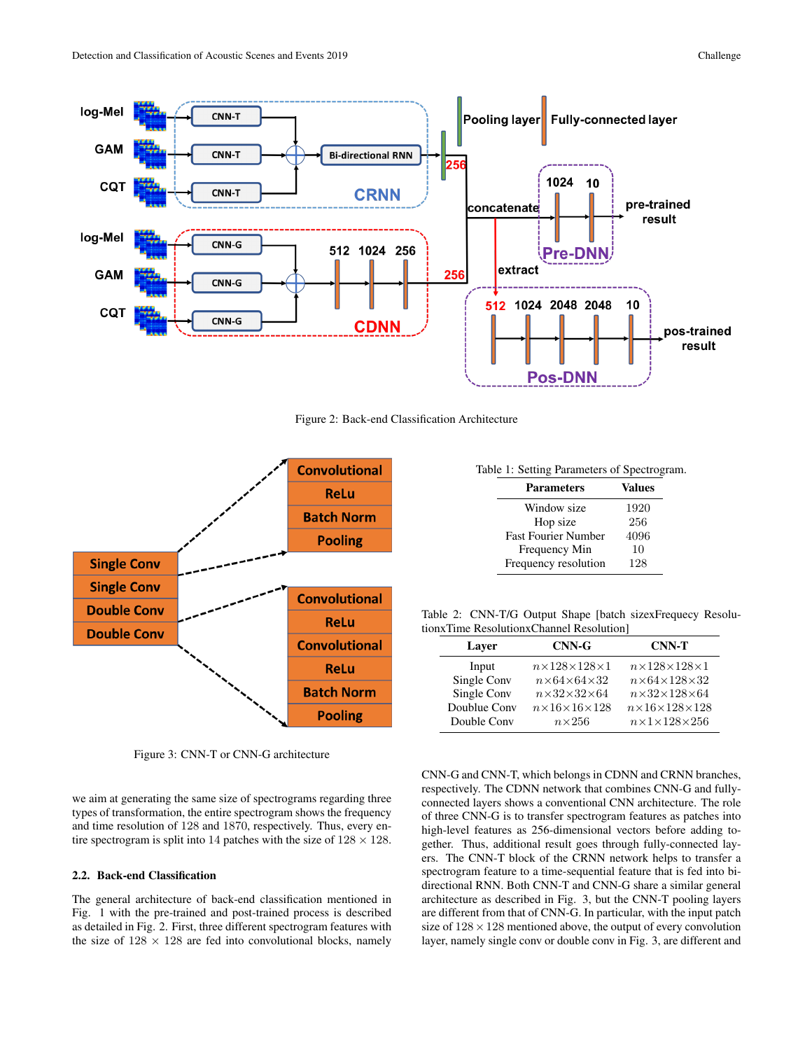Figure 2: Back-end Classification Architecture

Figure 3: CNN-T or CNN-G architecture

Table 1: Setting Parameters of Spectrogram.

| Parameters | Values |
|---|---|
| Window size | 1920 |
| Hop size | 256 |
| Fast Fourier Number | 4096 |
| Frequency Min | 10 |
| Frequency resolution | 128 |

Table 2: CNN-T/G Output Shape [batch sizexFrequecy ResolutionxTime ResolutionxChannel Resolution]

| Layer | CNN-G | CNN-T |
|---|---|---|
| Input | $n\times128\times128\times1$ | $n\times128\times128\times1$ |
| Single Conv | $n\times64\times64\times32$ | $n\times64\times128\times32$ |
| Single Conv | $n\times32\times32\times64$ | $n\times32\times128\times64$ |
| Doublue Conv | $n\times16\times16\times128$ | $n\times16\times128\times128$ |
| Double Conv | $n\times256$ | $n\times1\times128\times256$ |

we aim at generating the same size of spectrograms regarding three types of transformation, the entire spectrogram shows the frequency and time resolution of 128 and 1870, respectively. Thus, every entire spectrogram is split into 14 patches with the size of $128 \times 128$.

### 2.2. Back-end Classification

The general architecture of back-end classification mentioned in Fig. 1 with the pre-trained and post-trained process is described as detailed in Fig. 2. First, three different spectrogram features with the size of $128 \times 128$ are fed into convolutional blocks, namely CNN-G and CNN-T, which belongs in CDNN and CRNN branches, respectively. The CDNN network that combines CNN-G and fully-connected layers shows a conventional CNN architecture. The role of three CNN-G is to transfer spectrogram features as patches into high-level features as 256-dimensional vectors before adding together. Thus, additional result goes through fully-connected layers. The CNN-T block of the CRNN network helps to transfer a spectrogram feature to a time-sequential feature that is fed into bi-directional RNN. Both CNN-T and CNN-G share a similar general architecture as described in Fig. 3, but the CNN-T pooling layers are different from that of CNN-G. In particular, with the input patch size of $128 \times 128$ mentioned above, the output of every convolution layer, namely single conv or double conv in Fig. 3, are different and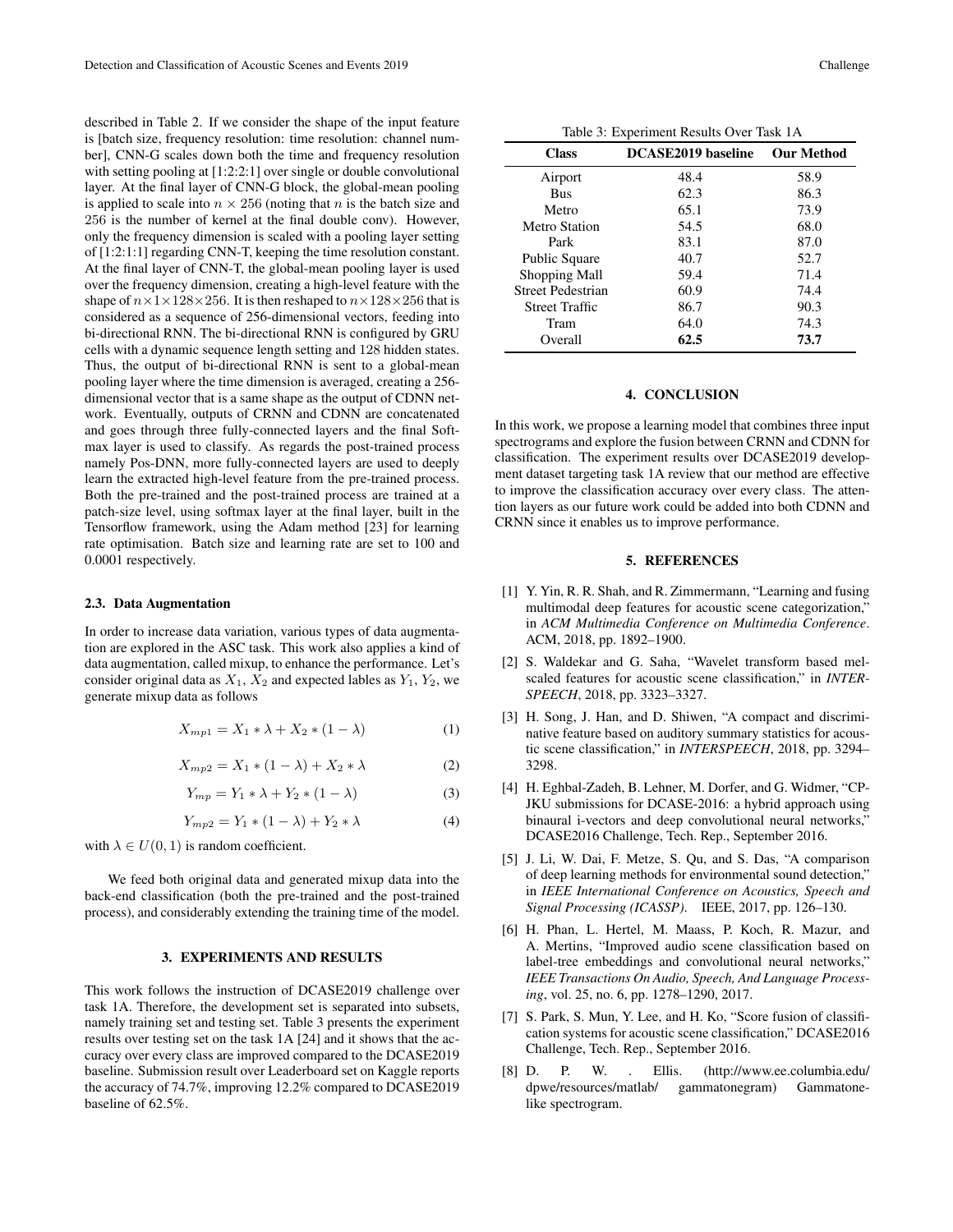described in Table 2. If we consider the shape of the input feature is [batch size, frequency resolution: time resolution: channel number], CNN-G scales down both the time and frequency resolution with setting pooling at [1:2:2:1] over single or double convolutional layer. At the final layer of CNN-G block, the global-mean pooling is applied to scale into $n \times 256$ (noting that $n$ is the batch size and 256 is the number of kernel at the final double conv). However, only the frequency dimension is scaled with a pooling layer setting of [1:2:1:1] regarding CNN-T, keeping the time resolution constant. At the final layer of CNN-T, the global-mean pooling layer is used over the frequency dimension, creating a high-level feature with the shape of $n \times 1 \times 128 \times 256$. It is then reshaped to $n \times 128 \times 256$ that is considered as a sequence of 256-dimensional vectors, feeding into bi-directional RNN. The bi-directional RNN is configured by GRU cells with a dynamic sequence length setting and 128 hidden states. Thus, the output of bi-directional RNN is sent to a global-mean pooling layer where the time dimension is averaged, creating a 256-dimensional vector that is a same shape as the output of CDNN network. Eventually, outputs of CRNN and CDNN are concatenated and goes through three fully-connected layers and the final Softmax layer is used to classify. As regards the post-trained process namely Pos-DNN, more fully-connected layers are used to deeply learn the extracted high-level feature from the pre-trained process. Both the pre-trained and the post-trained process are trained at a patch-size level, using softmax layer at the final layer, built in the Tensorflow framework, using the Adam method [23] for learning rate optimisation. Batch size and learning rate are set to 100 and 0.0001 respectively.

### 2.3. Data Augmentation

In order to increase data variation, various types of data augmentation are explored in the ASC task. This work also applies a kind of data augmentation, called mixup, to enhance the performance. Let's consider original data as $X_1$, $X_2$ and expected lables as $Y_1$, $Y_2$, we generate mixup data as follows

$$X_{mp1} = X_1 * \lambda + X_2 * (1 - \lambda) \quad (1)$$

$$X_{mp2} = X_1 * (1 - \lambda) + X_2 * \lambda \quad (2)$$

$$Y_{mp} = Y_1 * \lambda + Y_2 * (1 - \lambda) \quad (3)$$

$$Y_{mp2} = Y_1 * (1 - \lambda) + Y_2 * \lambda \quad (4)$$

with $\lambda \in U(0, 1)$ is random coefficient.

We feed both original data and generated mixup data into the back-end classification (both the pre-trained and the post-trained process), and considerably extending the training time of the model.

## 3. EXPERIMENTS AND RESULTS

This work follows the instruction of DCASE2019 challenge over task 1A. Therefore, the development set is separated into subsets, namely training set and testing set. Table 3 presents the experiment results over testing set on the task 1A [24] and it shows that the accuracy over every class are improved compared to the DCASE2019 baseline. Submission result over Leaderboard set on Kaggle reports the accuracy of 74.7%, improving 12.2% compared to DCASE2019 baseline of 62.5%.

Table 3: Experiment Results Over Task 1A

| Class | DCASE2019 baseline | Our Method |
|---|---|---|
| Airport | 48.4 | 58.9 |
| Bus | 62.3 | 86.3 |
| Metro | 65.1 | 73.9 |
| Metro Station | 54.5 | 68.0 |
| Park | 83.1 | 87.0 |
| Public Square | 40.7 | 52.7 |
| Shopping Mall | 59.4 | 71.4 |
| Street Pedestrian | 60.9 | 74.4 |
| Street Traffic | 86.7 | 90.3 |
| Tram | 64.0 | 74.3 |
| Overall | **62.5** | **73.7** |

## 4. CONCLUSION

In this work, we propose a learning model that combines three input spectrograms and explore the fusion between CRNN and CDNN for classification. The experiment results over DCASE2019 development dataset targeting task 1A review that our method are effective to improve the classification accuracy over every class. The attention layers as our future work could be added into both CDNN and CRNN since it enables us to improve performance.

## 5. REFERENCES

[1] Y. Yin, R. R. Shah, and R. Zimmermann, "Learning and fusing multimodal deep features for acoustic scene categorization," in *ACM Multimedia Conference on Multimedia Conference*. ACM, 2018, pp. 1892–1900.

[2] S. Waldekar and G. Saha, "Wavelet transform based mel-scaled features for acoustic scene classification," in *INTERSPEECH*, 2018, pp. 3323–3327.

[3] H. Song, J. Han, and D. Shiwen, "A compact and discriminative feature based on auditory summary statistics for acoustic scene classification," in *INTERSPEECH*, 2018, pp. 3294–3298.

[4] H. Eghbal-Zadeh, B. Lehner, M. Dorfer, and G. Widmer, "CP-JKU submissions for DCASE-2016: a hybrid approach using binaural i-vectors and deep convolutional neural networks," DCASE2016 Challenge, Tech. Rep., September 2016.

[5] J. Li, W. Dai, F. Metze, S. Qu, and S. Das, "A comparison of deep learning methods for environmental sound detection," in *IEEE International Conference on Acoustics, Speech and Signal Processing (ICASSP)*. IEEE, 2017, pp. 126–130.

[6] H. Phan, L. Hertel, M. Maass, P. Koch, R. Mazur, and A. Mertins, "Improved audio scene classification based on label-tree embeddings and convolutional neural networks," *IEEE Transactions On Audio, Speech, And Language Processing*, vol. 25, no. 6, pp. 1278–1290, 2017.

[7] S. Park, S. Mun, Y. Lee, and H. Ko, "Score fusion of classification systems for acoustic scene classification," DCASE2016 Challenge, Tech. Rep., September 2016.

[8] D. P. W. . Ellis. (http://www.ee.columbia.edu/dpwe/resources/matlab/ gammatonegram) Gammatone-like spectrogram.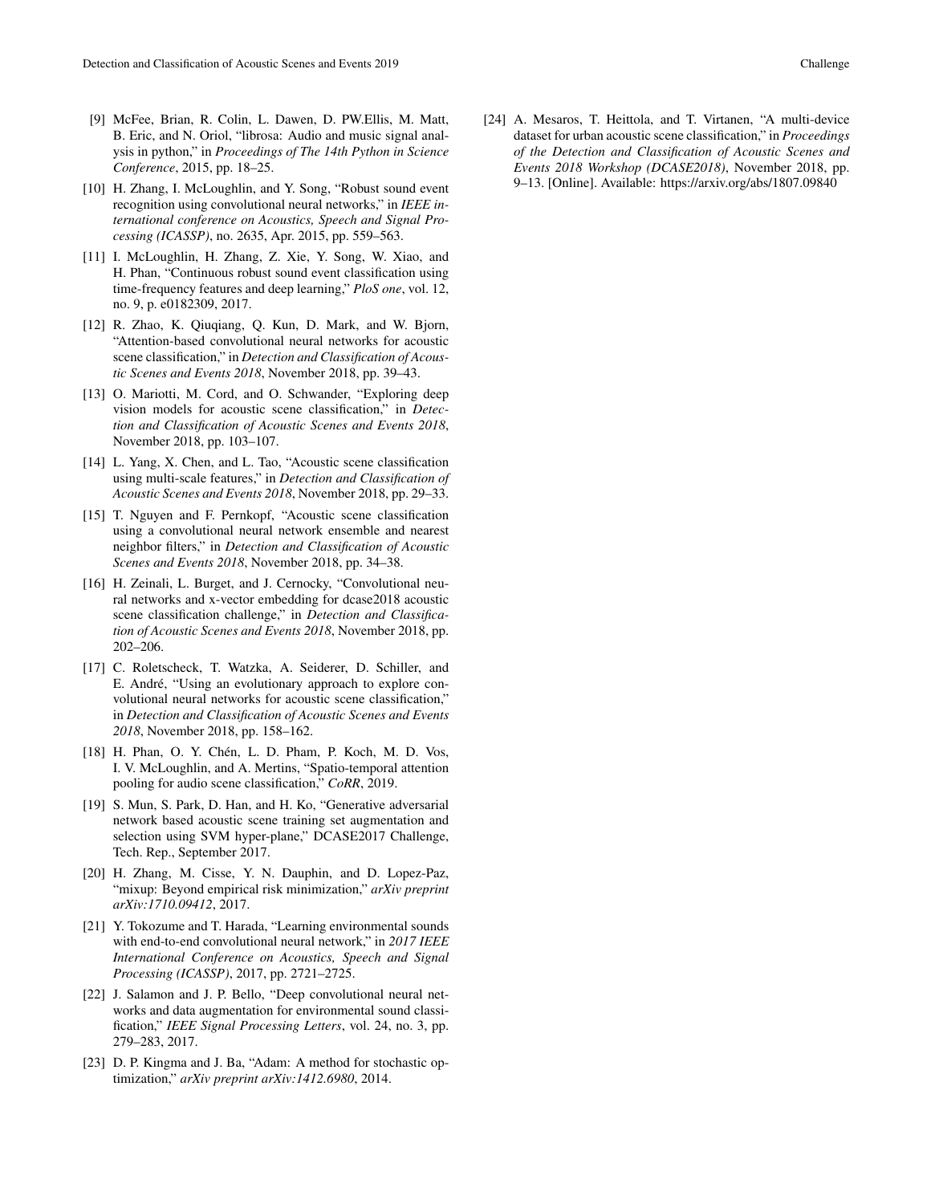[9] McFee, Brian, R. Colin, L. Dawen, D. PW.Ellis, M. Matt, B. Eric, and N. Oriol, "librosa: Audio and music signal analysis in python," in *Proceedings of The 14th Python in Science Conference*, 2015, pp. 18–25.

[10] H. Zhang, I. McLoughlin, and Y. Song, "Robust sound event recognition using convolutional neural networks," in *IEEE international conference on Acoustics, Speech and Signal Processing (ICASSP)*, no. 2635, Apr. 2015, pp. 559–563.

[11] I. McLoughlin, H. Zhang, Z. Xie, Y. Song, W. Xiao, and H. Phan, "Continuous robust sound event classification using time-frequency features and deep learning," *PloS one*, vol. 12, no. 9, p. e0182309, 2017.

[12] R. Zhao, K. Qiuqiang, Q. Kun, D. Mark, and W. Bjorn, "Attention-based convolutional neural networks for acoustic scene classification," in *Detection and Classification of Acoustic Scenes and Events 2018*, November 2018, pp. 39–43.

[13] O. Mariotti, M. Cord, and O. Schwander, "Exploring deep vision models for acoustic scene classification," in *Detection and Classification of Acoustic Scenes and Events 2018*, November 2018, pp. 103–107.

[14] L. Yang, X. Chen, and L. Tao, "Acoustic scene classification using multi-scale features," in *Detection and Classification of Acoustic Scenes and Events 2018*, November 2018, pp. 29–33.

[15] T. Nguyen and F. Pernkopf, "Acoustic scene classification using a convolutional neural network ensemble and nearest neighbor filters," in *Detection and Classification of Acoustic Scenes and Events 2018*, November 2018, pp. 34–38.

[16] H. Zeinali, L. Burget, and J. Cernocky, "Convolutional neural networks and x-vector embedding for dcase2018 acoustic scene classification challenge," in *Detection and Classification of Acoustic Scenes and Events 2018*, November 2018, pp. 202–206.

[17] C. Roletscheck, T. Watzka, A. Seiderer, D. Schiller, and E. André, "Using an evolutionary approach to explore convolutional neural networks for acoustic scene classification," in *Detection and Classification of Acoustic Scenes and Events 2018*, November 2018, pp. 158–162.

[18] H. Phan, O. Y. Chén, L. D. Pham, P. Koch, M. D. Vos, I. V. McLoughlin, and A. Mertins, "Spatio-temporal attention pooling for audio scene classification," *CoRR*, 2019.

[19] S. Mun, S. Park, D. Han, and H. Ko, "Generative adversarial network based acoustic scene training set augmentation and selection using SVM hyper-plane," DCASE2017 Challenge, Tech. Rep., September 2017.

[20] H. Zhang, M. Cisse, Y. N. Dauphin, and D. Lopez-Paz, "mixup: Beyond empirical risk minimization," *arXiv preprint arXiv:1710.09412*, 2017.

[21] Y. Tokozume and T. Harada, "Learning environmental sounds with end-to-end convolutional neural network," in *2017 IEEE International Conference on Acoustics, Speech and Signal Processing (ICASSP)*, 2017, pp. 2721–2725.

[22] J. Salamon and J. P. Bello, "Deep convolutional neural networks and data augmentation for environmental sound classification," *IEEE Signal Processing Letters*, vol. 24, no. 3, pp. 279–283, 2017.

[23] D. P. Kingma and J. Ba, "Adam: A method for stochastic optimization," *arXiv preprint arXiv:1412.6980*, 2014.

[24] A. Mesaros, T. Heittola, and T. Virtanen, "A multi-device dataset for urban acoustic scene classification," in *Proceedings of the Detection and Classification of Acoustic Scenes and Events 2018 Workshop (DCASE2018)*, November 2018, pp. 9–13. [Online]. Available: https://arxiv.org/abs/1807.09840